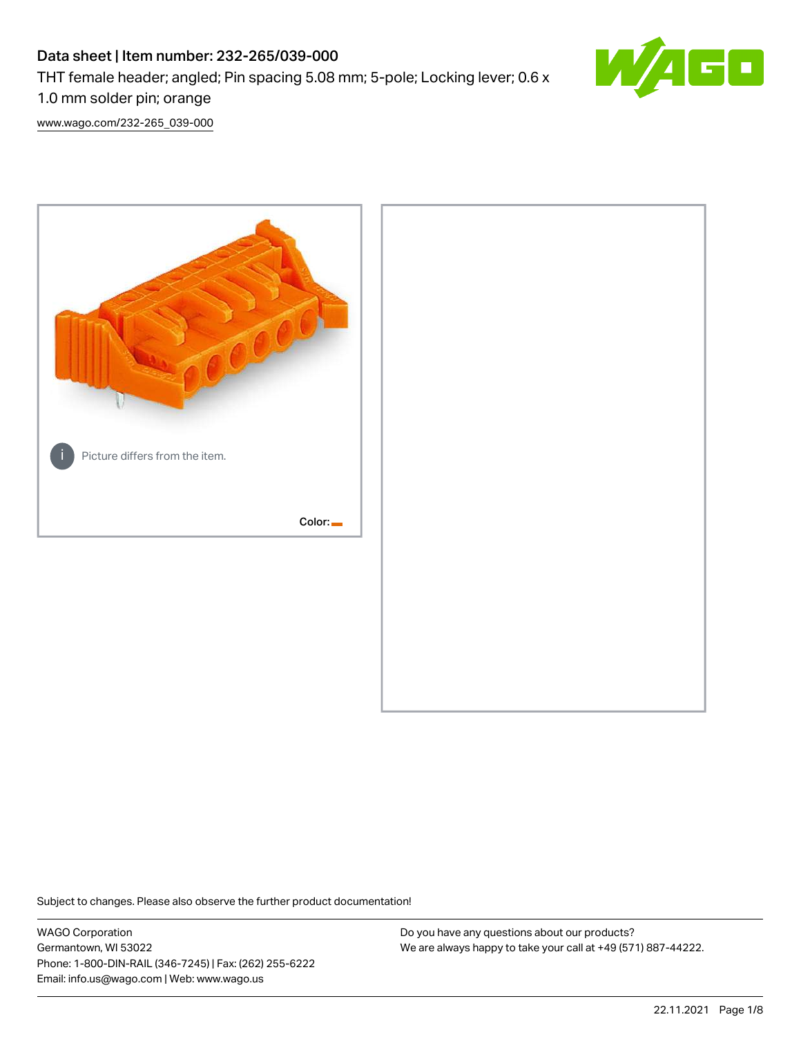# Data sheet | Item number: 232-265/039-000

THT female header; angled; Pin spacing 5.08 mm; 5-pole; Locking lever; 0.6 x 1.0 mm solder pin; orange

www.wago.com/232-265_039-000

Picture differs from the item.

Color:

Subject to changes. Please also observe the further product documentation!

WAGO Corporation
Germantown, WI 53022
Phone: 1-800-DIN-RAIL (346-7245) | Fax: (262) 255-6222
Email: info.us@wago.com | Web: www.wago.us

Do you have any questions about our products?
We are always happy to take your call at +49 (571) 887-44222.

22.11.2021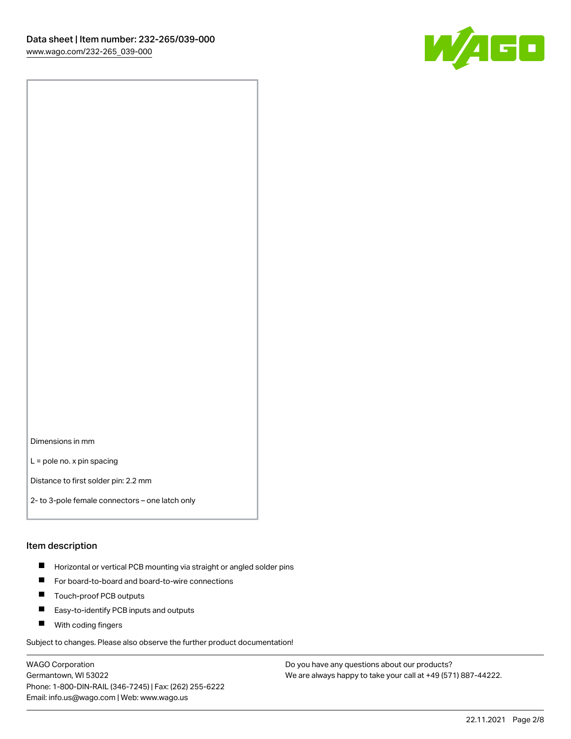Dimensions in mm

L = pole no. x pin spacing

Distance to first solder pin: 2.2 mm

2- to 3-pole female connectors – one latch only

## Item description

- Horizontal or vertical PCB mounting via straight or angled solder pins
- For board-to-board and board-to-wire connections
- Touch-proof PCB outputs
- Easy-to-identify PCB inputs and outputs
- With coding fingers

Subject to changes. Please also observe the further product documentation!

WAGO Corporation
Germantown, WI 53022
Phone: 1-800-DIN-RAIL (346-7245) | Fax: (262) 255-6222
Email: info.us@wago.com | Web: www.wago.us

Do you have any questions about our products?
We are always happy to take your call at +49 (571) 887-44222.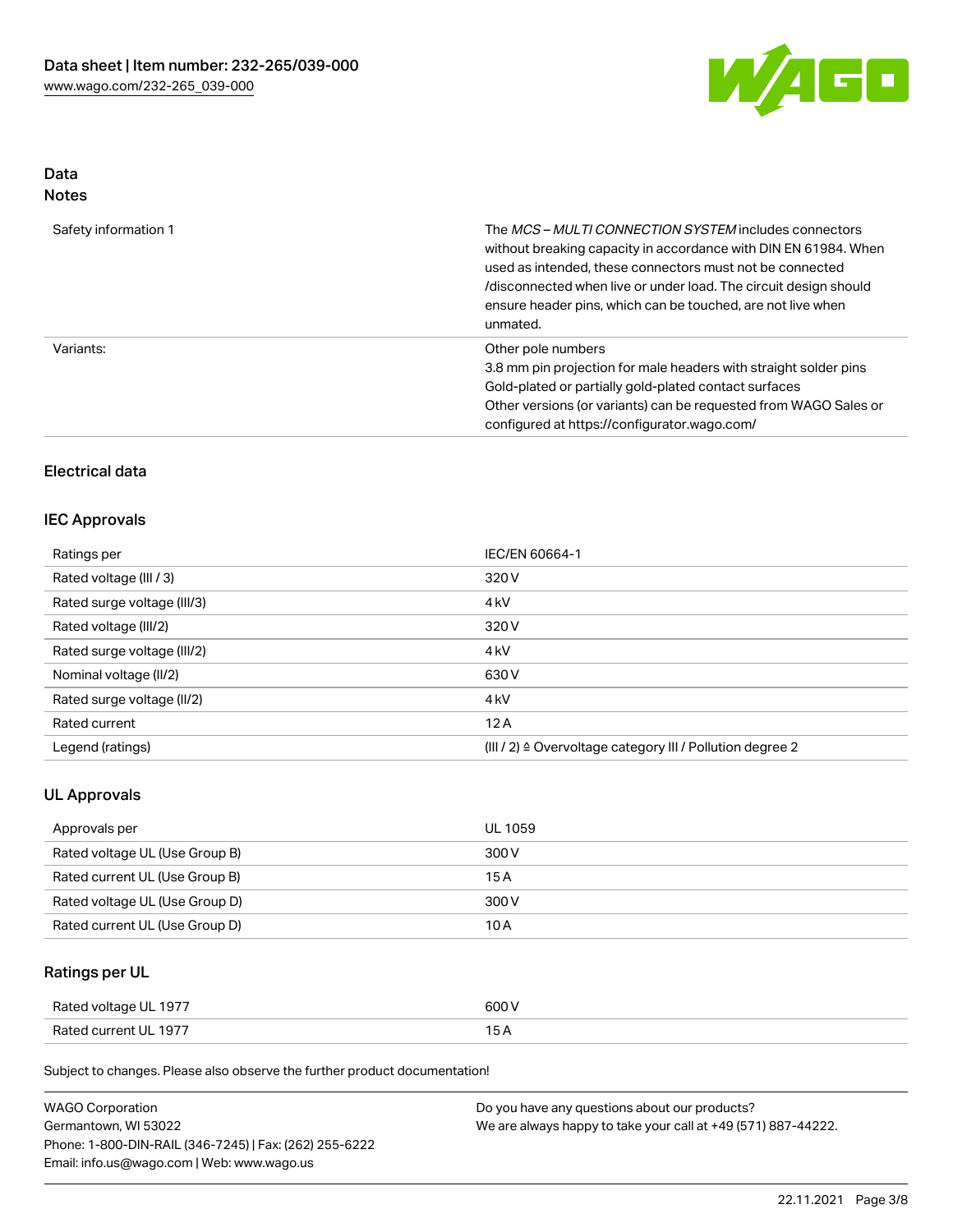## Data
## Notes

| | |
|---|---|
| Safety information 1 | The *MCS – MULTI CONNECTION SYSTEM* includes connectors without breaking capacity in accordance with DIN EN 61984. When used as intended, these connectors must not be connected /disconnected when live or under load. The circuit design should ensure header pins, which can be touched, are not live when unmated. |
| Variants: | Other pole numbers<br>3.8 mm pin projection for male headers with straight solder pins<br>Gold-plated or partially gold-plated contact surfaces<br>Other versions (or variants) can be requested from WAGO Sales or configured at https://configurator.wago.com/ |

## Electrical data

### IEC Approvals

| | |
|---|---|
| Ratings per | IEC/EN 60664-1 |
| Rated voltage (III / 3) | 320 V |
| Rated surge voltage (III/3) | 4 kV |
| Rated voltage (III/2) | 320 V |
| Rated surge voltage (III/2) | 4 kV |
| Nominal voltage (II/2) | 630 V |
| Rated surge voltage (II/2) | 4 kV |
| Rated current | 12 A |
| Legend (ratings) | (III / 2) ≙ Overvoltage category III / Pollution degree 2 |

### UL Approvals

| | |
|---|---|
| Approvals per | UL 1059 |
| Rated voltage UL (Use Group B) | 300 V |
| Rated current UL (Use Group B) | 15 A |
| Rated voltage UL (Use Group D) | 300 V |
| Rated current UL (Use Group D) | 10 A |

### Ratings per UL

| | |
|---|---|
| Rated voltage UL 1977 | 600 V |
| Rated current UL 1977 | 15 A |

Subject to changes. Please also observe the further product documentation!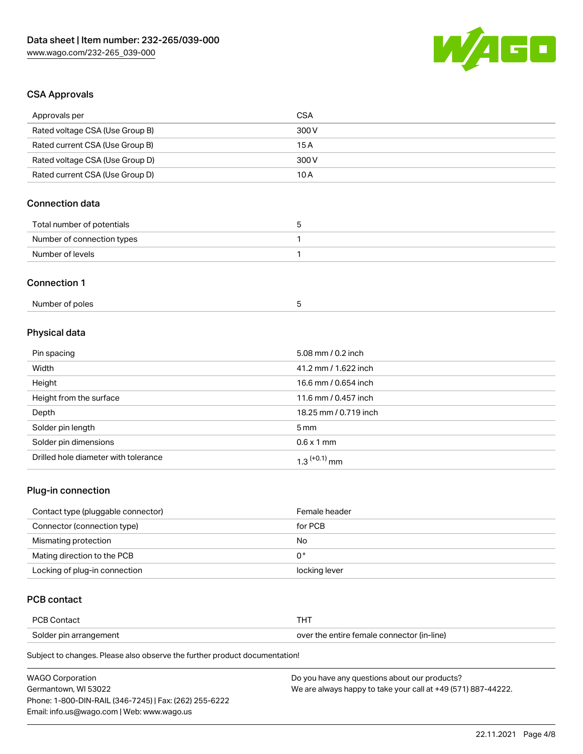## CSA Approvals

| | |
|---|---|
| Approvals per | CSA |
| Rated voltage CSA (Use Group B) | 300 V |
| Rated current CSA (Use Group B) | 15 A |
| Rated voltage CSA (Use Group D) | 300 V |
| Rated current CSA (Use Group D) | 10 A |

## Connection data

| | |
|---|---|
| Total number of potentials | 5 |
| Number of connection types | 1 |
| Number of levels | 1 |

## Connection 1

| | |
|---|---|
| Number of poles | 5 |

## Physical data

| | |
|---|---|
| Pin spacing | 5.08 mm / 0.2 inch |
| Width | 41.2 mm / 1.622 inch |
| Height | 16.6 mm / 0.654 inch |
| Height from the surface | 11.6 mm / 0.457 inch |
| Depth | 18.25 mm / 0.719 inch |
| Solder pin length | 5 mm |
| Solder pin dimensions | 0.6 x 1 mm |
| Drilled hole diameter with tolerance | $1.3^{(+0.1)}$ mm |

## Plug-in connection

| | |
|---|---|
| Contact type (pluggable connector) | Female header |
| Connector (connection type) | for PCB |
| Mismating protection | No |
| Mating direction to the PCB | 0 ° |
| Locking of plug-in connection | locking lever |

## PCB contact

| | |
|---|---|
| PCB Contact | THT |
| Solder pin arrangement | over the entire female connector (in-line) |

Subject to changes. Please also observe the further product documentation!

WAGO Corporation
Germantown, WI 53022
Phone: 1-800-DIN-RAIL (346-7245) | Fax: (262) 255-6222
Email: info.us@wago.com | Web: www.wago.us

Do you have any questions about our products?
We are always happy to take your call at +49 (571) 887-44222.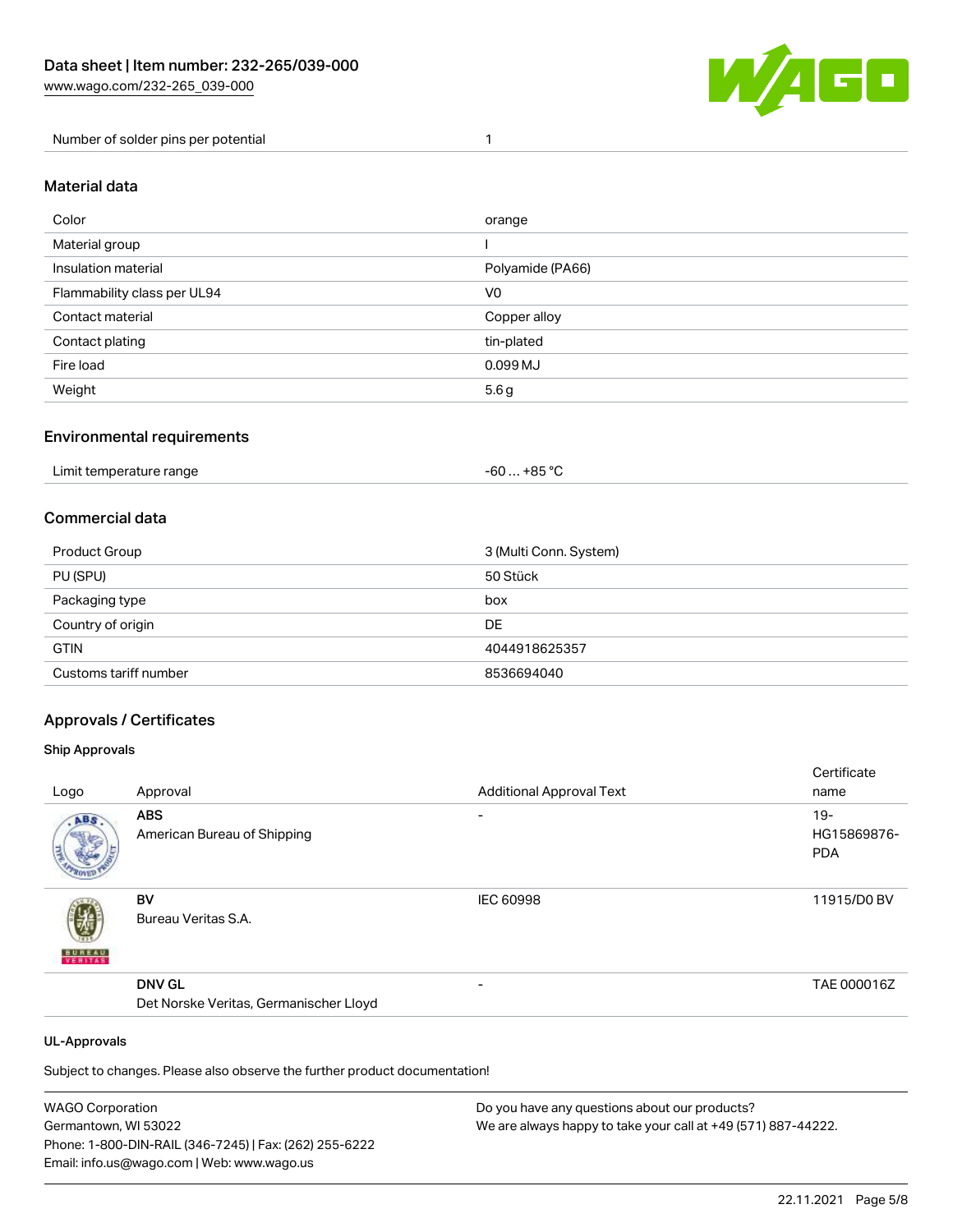| Number of solder pins per potential | 1 |
| --- | --- |

## Material data

| Color | orange |
| --- | --- |
| Material group | I |
| Insulation material | Polyamide (PA66) |
| Flammability class per UL94 | V0 |
| Contact material | Copper alloy |
| Contact plating | tin-plated |
| Fire load | 0.099 MJ |
| Weight | 5.6 g |

## Environmental requirements

| Limit temperature range | -60 … +85 °C |
| --- | --- |

## Commercial data

| Product Group | 3 (Multi Conn. System) |
| --- | --- |
| PU (SPU) | 50 Stück |
| Packaging type | box |
| Country of origin | DE |
| GTIN | 4044918625357 |
| Customs tariff number | 8536694040 |

## Approvals / Certificates

### Ship Approvals

| Logo | Approval | Additional Approval Text | Certificate name |
| --- | --- | --- | --- |
| | **ABS** American Bureau of Shipping | - | 19-HG15869876-PDA |
| | **BV** Bureau Veritas S.A. | IEC 60998 | 11915/D0 BV |
| | **DNV GL** Det Norske Veritas, Germanischer Lloyd | - | TAE 000016Z |

### UL-Approvals

Subject to changes. Please also observe the further product documentation!

WAGO Corporation
Germantown, WI 53022
Phone: 1-800-DIN-RAIL (346-7245) | Fax: (262) 255-6222
Email: info.us@wago.com | Web: www.wago.us

Do you have any questions about our products?
We are always happy to take your call at +49 (571) 887-44222.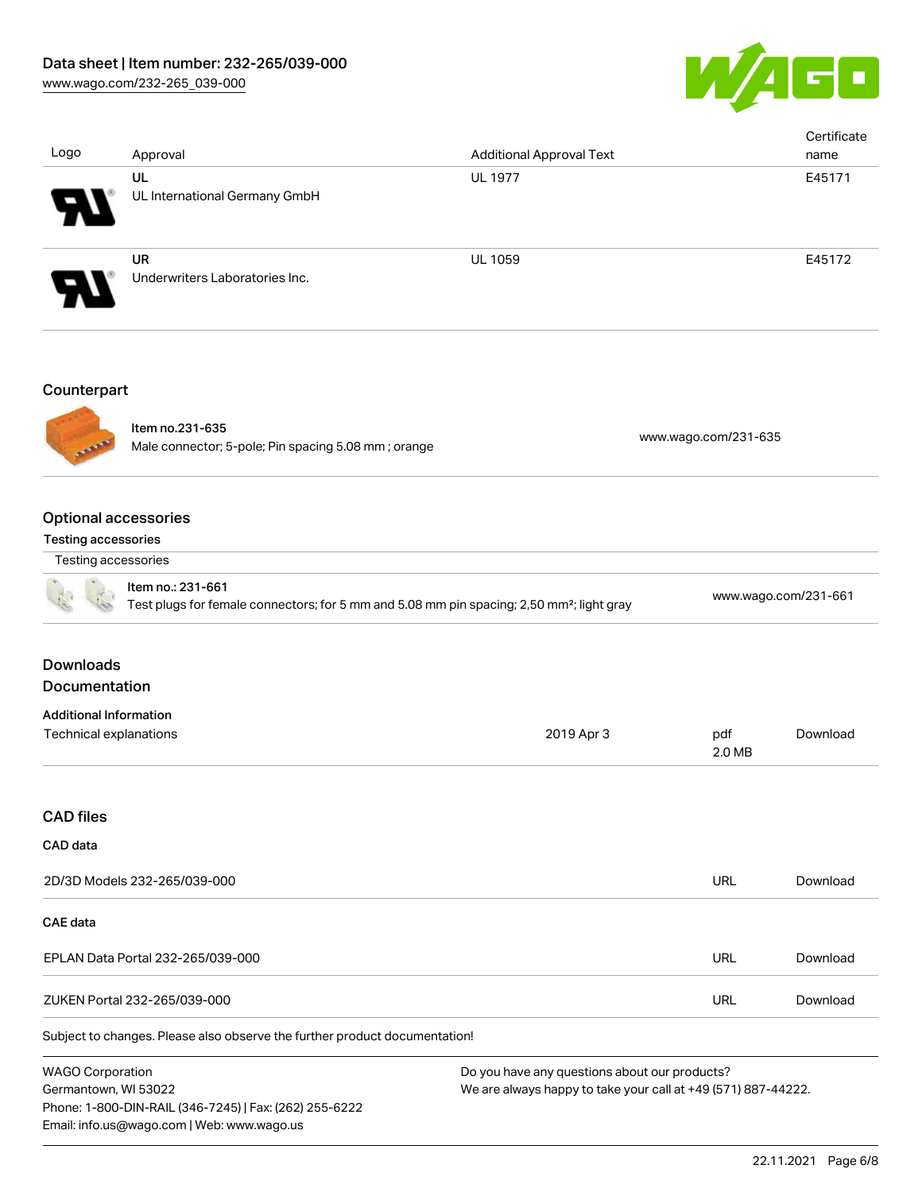| Logo | Approval | Additional Approval Text | Certificate name |
| --- | --- | --- | --- |
| | **UL**<br>UL International Germany GmbH | UL 1977 | E45171 |
| | **UR**<br>Underwriters Laboratories Inc. | UL 1059 | E45172 |

## Counterpart

| | | |
| --- | --- | --- |
| | **Item no.231-635**<br>Male connector; 5-pole; Pin spacing 5.08 mm ; orange | www.wago.com/231-635 |

## Optional accessories

### Testing accessories

Testing accessories

| | | |
| --- | --- | --- |
| | **Item no.: 231-661**<br>Test plugs for female connectors; for 5 mm and 5.08 mm pin spacing; 2,50 mm²; light gray | www.wago.com/231-661 |

## Downloads

## Documentation

### Additional Information

| | | | |
| --- | --- | --- | --- |
| Technical explanations | 2019 Apr 3 | pdf<br>2.0 MB | Download |

## CAD files

### CAD data

| | | |
| --- | --- | --- |
| 2D/3D Models 232-265/039-000 | URL | Download |

### CAE data

| | | |
| --- | --- | --- |
| EPLAN Data Portal 232-265/039-000 | URL | Download |
| ZUKEN Portal 232-265/039-000 | URL | Download |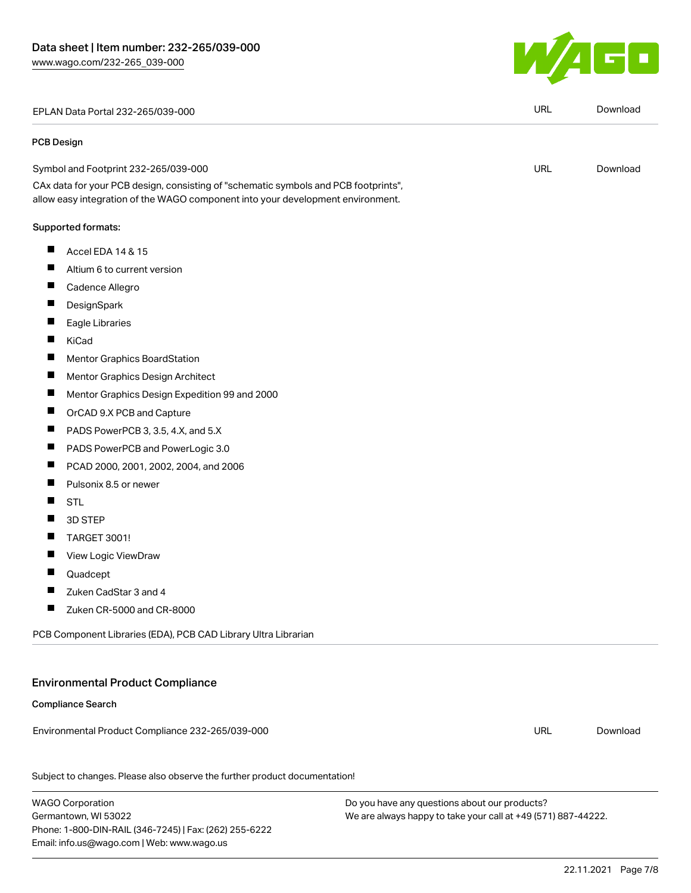EPLAN Data Portal 232-265/039-000 | URL | Download

PCB Design

Symbol and Footprint 232-265/039-000 | URL | Download

CAx data for your PCB design, consisting of "schematic symbols and PCB footprints", allow easy integration of the WAGO component into your development environment.

Supported formats:

- Accel EDA 14 & 15
- Altium 6 to current version
- Cadence Allegro
- DesignSpark
- Eagle Libraries
- KiCad
- Mentor Graphics BoardStation
- Mentor Graphics Design Architect
- Mentor Graphics Design Expedition 99 and 2000
- OrCAD 9.X PCB and Capture
- PADS PowerPCB 3, 3.5, 4.X, and 5.X
- PADS PowerPCB and PowerLogic 3.0
- PCAD 2000, 2001, 2002, 2004, and 2006
- Pulsonix 8.5 or newer
- STL
- 3D STEP
- TARGET 3001!
- View Logic ViewDraw
- Quadcept
- Zuken CadStar 3 and 4
- Zuken CR-5000 and CR-8000

PCB Component Libraries (EDA), PCB CAD Library Ultra Librarian

## Environmental Product Compliance

Compliance Search

Environmental Product Compliance 232-265/039-000 | URL | Download

Subject to changes. Please also observe the further product documentation!

WAGO Corporation
Germantown, WI 53022
Phone: 1-800-DIN-RAIL (346-7245) | Fax: (262) 255-6222
Email: info.us@wago.com | Web: www.wago.us

Do you have any questions about our products?
We are always happy to take your call at +49 (571) 887-44222.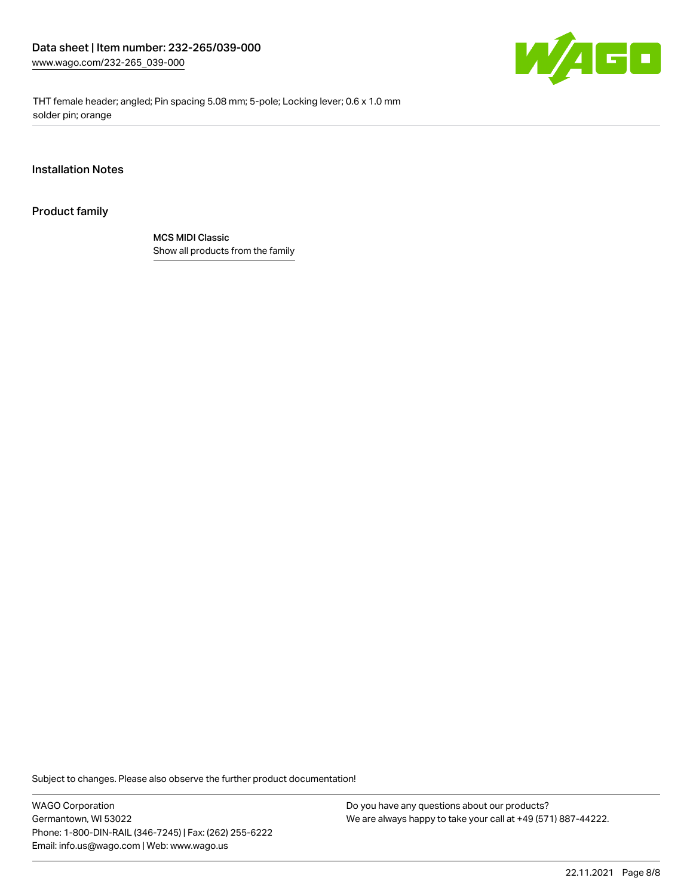## Installation Notes

## Product family

MCS MIDI Classic
Show all products from the family

Subject to changes. Please also observe the further product documentation!

WAGO Corporation
Germantown, WI 53022
Phone: 1-800-DIN-RAIL (346-7245) | Fax: (262) 255-6222
Email: info.us@wago.com | Web: www.wago.us

Do you have any questions about our products?
We are always happy to take your call at +49 (571) 887-44222.